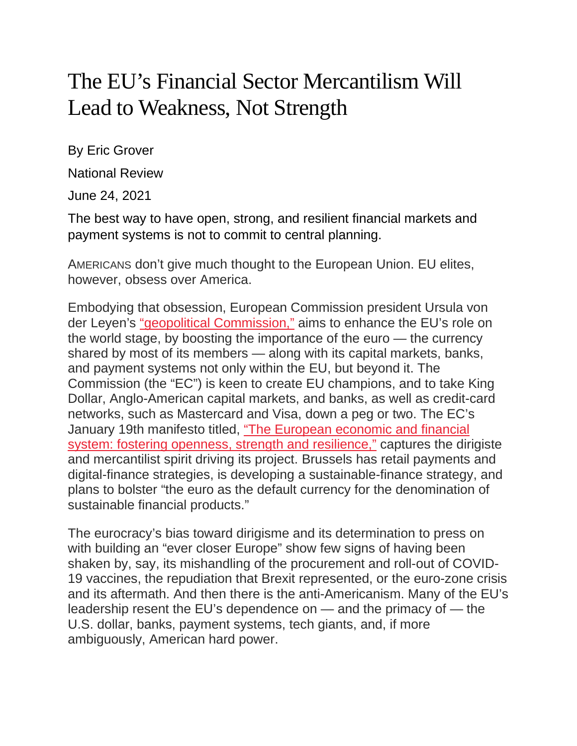# The EU's Financial Sector Mercantilism Will Lead to Weakness, Not Strength

By Eric Grover

National Review

June 24, 2021

The best way to have open, strong, and resilient financial markets and payment systems is not to commit to central planning.

AMERICANS don't give much thought to the European Union. EU elites, however, obsess over America.

Embodying that obsession, European Commission president Ursula von der Leyen's "geopolitical Commission," aims to enhance the EU's role on the world stage, by boosting the importance of the euro — the currency shared by most of its members — along with its capital markets, banks, and payment systems not only within the EU, but beyond it. The Commission (the "EC") is keen to create EU champions, and to take King Dollar, Anglo-American capital markets, and banks, as well as credit-card networks, such as Mastercard and Visa, down a peg or two. The EC's January 19th manifesto titled, "The European economic and financial system: fostering openness, strength and resilience," captures the dirigiste and mercantilist spirit driving its project. Brussels has retail payments and digital-finance strategies, is developing a sustainable-finance strategy, and plans to bolster "the euro as the default currency for the denomination of sustainable financial products."

The eurocracy's bias toward dirigisme and its determination to press on with building an "ever closer Europe" show few signs of having been shaken by, say, its mishandling of the procurement and roll-out of COVID-19 vaccines, the repudiation that Brexit represented, or the euro-zone crisis and its aftermath. And then there is the anti-Americanism. Many of the EU's leadership resent the EU's dependence on — and the primacy of — the U.S. dollar, banks, payment systems, tech giants, and, if more ambiguously, American hard power.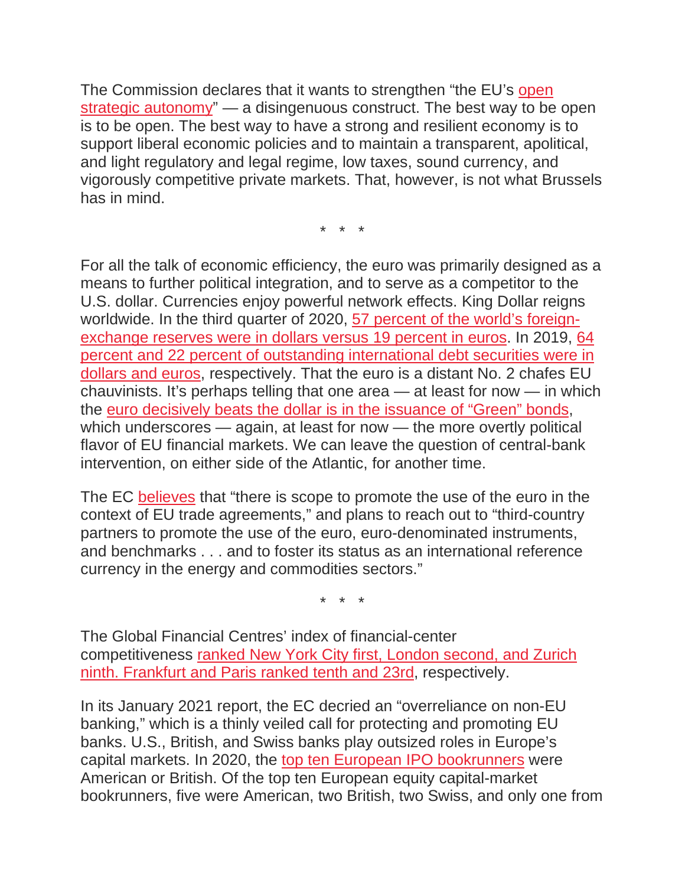The Commission declares that it wants to strengthen "the EU's open strategic autonomy" — a disingenuous construct. The best way to be open is to be open. The best way to have a strong and resilient economy is to support liberal economic policies and to maintain a transparent, apolitical, and light regulatory and legal regime, low taxes, sound currency, and vigorously competitive private markets. That, however, is not what Brussels has in mind.

\* \* \*

For all the talk of economic efficiency, the euro was primarily designed as a means to further political integration, and to serve as a competitor to the U.S. dollar. Currencies enjoy powerful network effects. King Dollar reigns worldwide. In the third quarter of 2020, 57 percent of the world's foreign-exchange reserves were in dollars versus 19 percent in euros. In 2019, 64 percent and 22 percent of outstanding international debt securities were in dollars and euros, respectively. That the euro is a distant No. 2 chafes EU chauvinists. It's perhaps telling that one area — at least for now — in which the euro decisively beats the dollar is in the issuance of "Green" bonds, which underscores — again, at least for now — the more overtly political flavor of EU financial markets. We can leave the question of central-bank intervention, on either side of the Atlantic, for another time.

The EC believes that "there is scope to promote the use of the euro in the context of EU trade agreements," and plans to reach out to "third-country partners to promote the use of the euro, euro-denominated instruments, and benchmarks . . . and to foster its status as an international reference currency in the energy and commodities sectors."

\* \* \*

The Global Financial Centres' index of financial-center competitiveness ranked New York City first, London second, and Zurich ninth. Frankfurt and Paris ranked tenth and 23rd, respectively.

In its January 2021 report, the EC decried an "overreliance on non-EU banking," which is a thinly veiled call for protecting and promoting EU banks. U.S., British, and Swiss banks play outsized roles in Europe's capital markets. In 2020, the top ten European IPO bookrunners were American or British. Of the top ten European equity capital-market bookrunners, five were American, two British, two Swiss, and only one from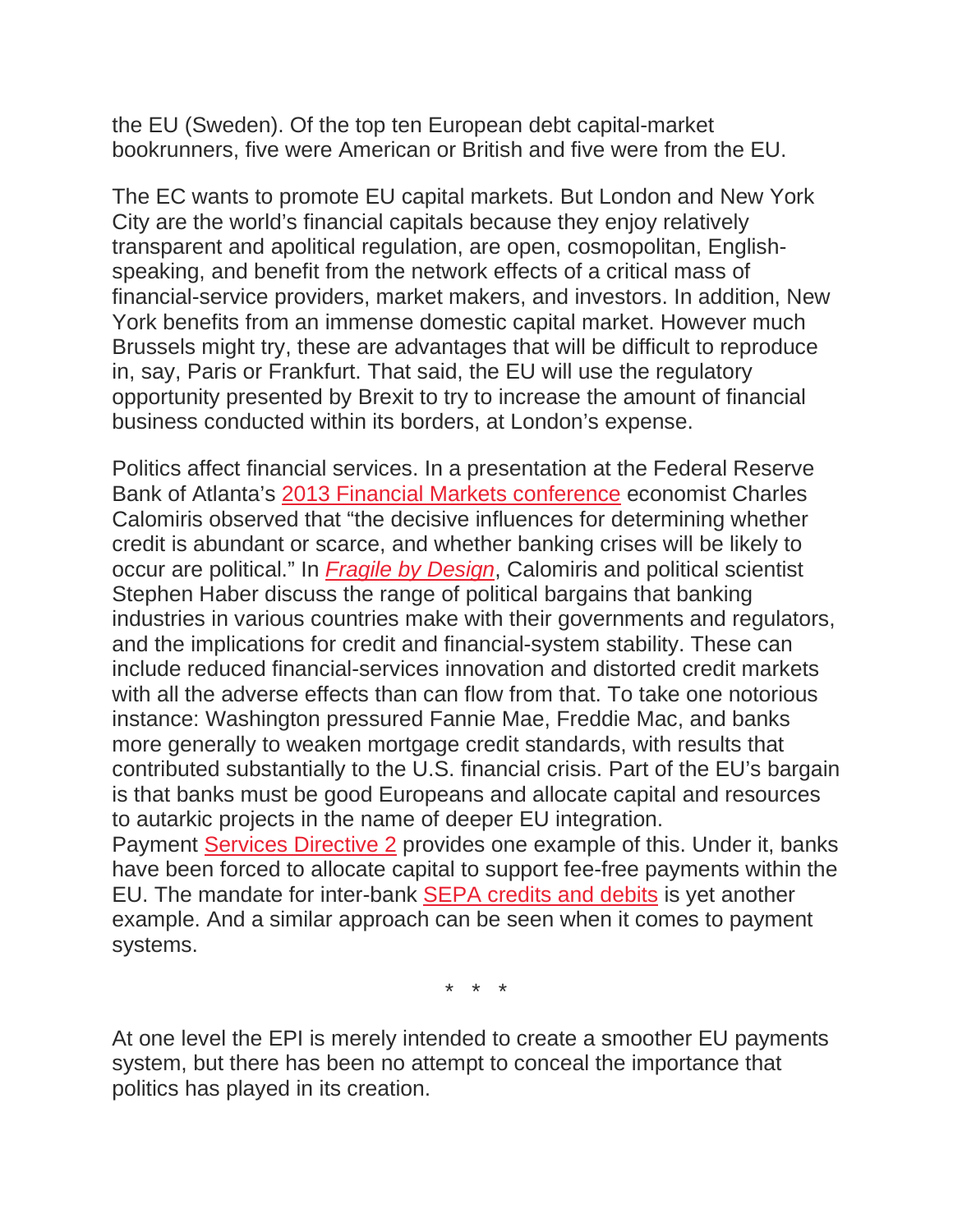the EU (Sweden). Of the top ten European debt capital-market bookrunners, five were American or British and five were from the EU.

The EC wants to promote EU capital markets. But London and New York City are the world's financial capitals because they enjoy relatively transparent and apolitical regulation, are open, cosmopolitan, English-speaking, and benefit from the network effects of a critical mass of financial-service providers, market makers, and investors. In addition, New York benefits from an immense domestic capital market. However much Brussels might try, these are advantages that will be difficult to reproduce in, say, Paris or Frankfurt. That said, the EU will use the regulatory opportunity presented by Brexit to try to increase the amount of financial business conducted within its borders, at London's expense.

Politics affect financial services. In a presentation at the Federal Reserve Bank of Atlanta's 2013 Financial Markets conference economist Charles Calomiris observed that "the decisive influences for determining whether credit is abundant or scarce, and whether banking crises will be likely to occur are political." In *Fragile by Design*, Calomiris and political scientist Stephen Haber discuss the range of political bargains that banking industries in various countries make with their governments and regulators, and the implications for credit and financial-system stability. These can include reduced financial-services innovation and distorted credit markets with all the adverse effects than can flow from that. To take one notorious instance: Washington pressured Fannie Mae, Freddie Mac, and banks more generally to weaken mortgage credit standards, with results that contributed substantially to the U.S. financial crisis. Part of the EU's bargain is that banks must be good Europeans and allocate capital and resources to autarkic projects in the name of deeper EU integration. Payment Services Directive 2 provides one example of this. Under it, banks have been forced to allocate capital to support fee-free payments within the EU. The mandate for inter-bank SEPA credits and debits is yet another example. And a similar approach can be seen when it comes to payment systems.

\* \* \*

At one level the EPI is merely intended to create a smoother EU payments system, but there has been no attempt to conceal the importance that politics has played in its creation.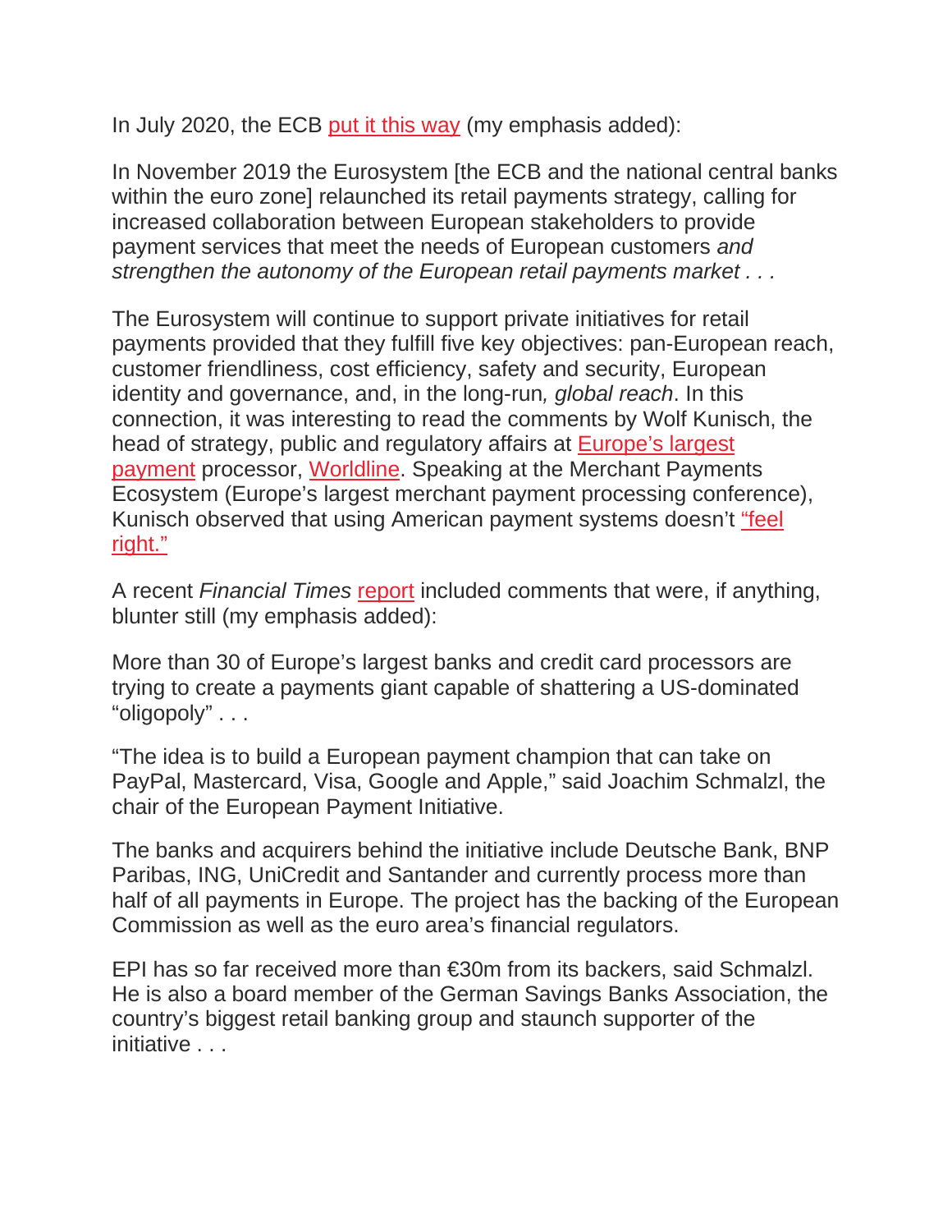In July 2020, the ECB put it this way (my emphasis added):

> In November 2019 the Eurosystem [the ECB and the national central banks within the euro zone] relaunched its retail payments strategy, calling for increased collaboration between European stakeholders to provide payment services that meet the needs of European customers *and strengthen the autonomy of the European retail payments market . . .*
>
> The Eurosystem will continue to support private initiatives for retail payments provided that they fulfill five key objectives: pan-European reach, customer friendliness, cost efficiency, safety and security, European identity and governance, and, in the long-run*, global reach*.

In this connection, it was interesting to read the comments by Wolf Kunisch, the head of strategy, public and regulatory affairs at Europe's largest payment processor, Worldline. Speaking at the Merchant Payments Ecosystem (Europe's largest merchant payment processing conference), Kunisch observed that using American payment systems doesn't "feel right."

A recent *Financial Times* report included comments that were, if anything, blunter still (my emphasis added):

> More than 30 of Europe's largest banks and credit card processors are trying to create a payments giant capable of shattering a US-dominated "oligopoly" . . .
>
> "The idea is to build a European payment champion that can take on PayPal, Mastercard, Visa, Google and Apple," said Joachim Schmalzl, the chair of the European Payment Initiative.
>
> The banks and acquirers behind the initiative include Deutsche Bank, BNP Paribas, ING, UniCredit and Santander and currently process more than half of all payments in Europe. The project has the backing of the European Commission as well as the euro area's financial regulators.
>
> EPI has so far received more than €30m from its backers, said Schmalzl. He is also a board member of the German Savings Banks Association, the country's biggest retail banking group and staunch supporter of the initiative . . .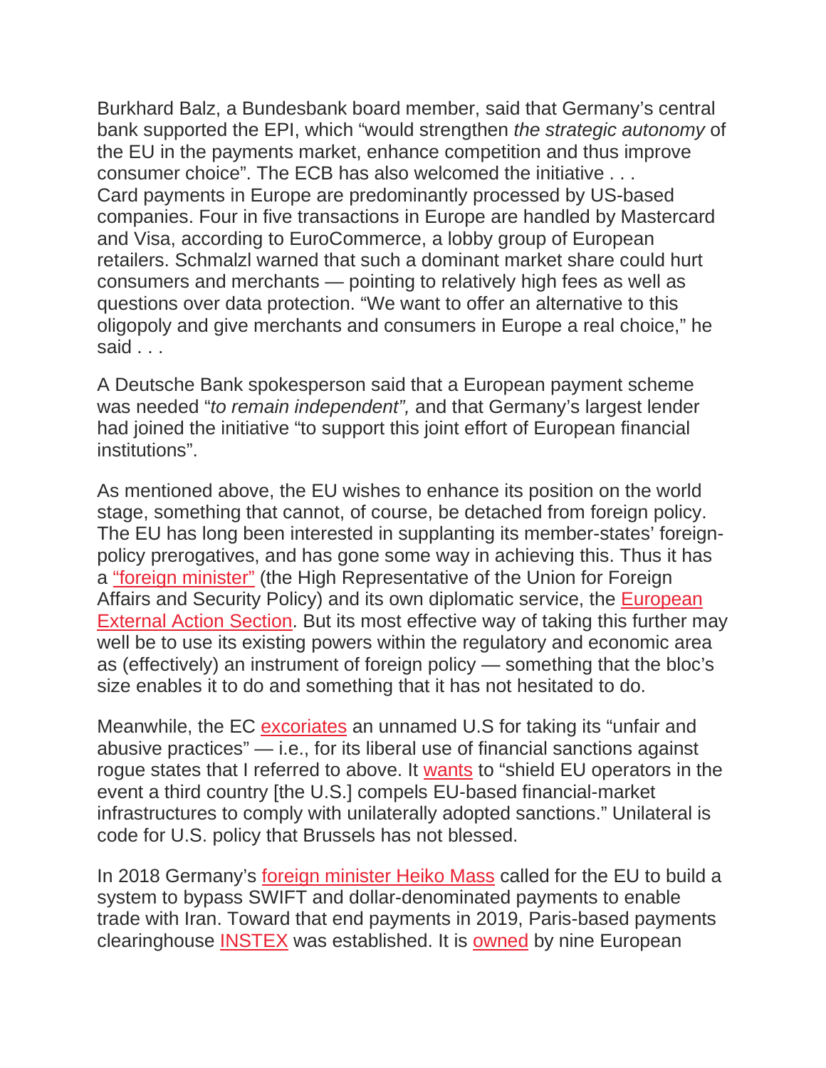Burkhard Balz, a Bundesbank board member, said that Germany's central bank supported the EPI, which "would strengthen *the strategic autonomy* of the EU in the payments market, enhance competition and thus improve consumer choice". The ECB has also welcomed the initiative . . .
Card payments in Europe are predominantly processed by US-based companies. Four in five transactions in Europe are handled by Mastercard and Visa, according to EuroCommerce, a lobby group of European retailers. Schmalzl warned that such a dominant market share could hurt consumers and merchants — pointing to relatively high fees as well as questions over data protection. "We want to offer an alternative to this oligopoly and give merchants and consumers in Europe a real choice," he said . . .

A Deutsche Bank spokesperson said that a European payment scheme was needed "*to remain independent",* and that Germany's largest lender had joined the initiative "to support this joint effort of European financial institutions".

As mentioned above, the EU wishes to enhance its position on the world stage, something that cannot, of course, be detached from foreign policy. The EU has long been interested in supplanting its member-states' foreign-policy prerogatives, and has gone some way in achieving this. Thus it has a "foreign minister" (the High Representative of the Union for Foreign Affairs and Security Policy) and its own diplomatic service, the European External Action Section. But its most effective way of taking this further may well be to use its existing powers within the regulatory and economic area as (effectively) an instrument of foreign policy — something that the bloc's size enables it to do and something that it has not hesitated to do.

Meanwhile, the EC excoriates an unnamed U.S for taking its "unfair and abusive practices" — i.e., for its liberal use of financial sanctions against rogue states that I referred to above. It wants to "shield EU operators in the event a third country [the U.S.] compels EU-based financial-market infrastructures to comply with unilaterally adopted sanctions." Unilateral is code for U.S. policy that Brussels has not blessed.

In 2018 Germany's foreign minister Heiko Mass called for the EU to build a system to bypass SWIFT and dollar-denominated payments to enable trade with Iran. Toward that end payments in 2019, Paris-based payments clearinghouse INSTEX was established. It is owned by nine European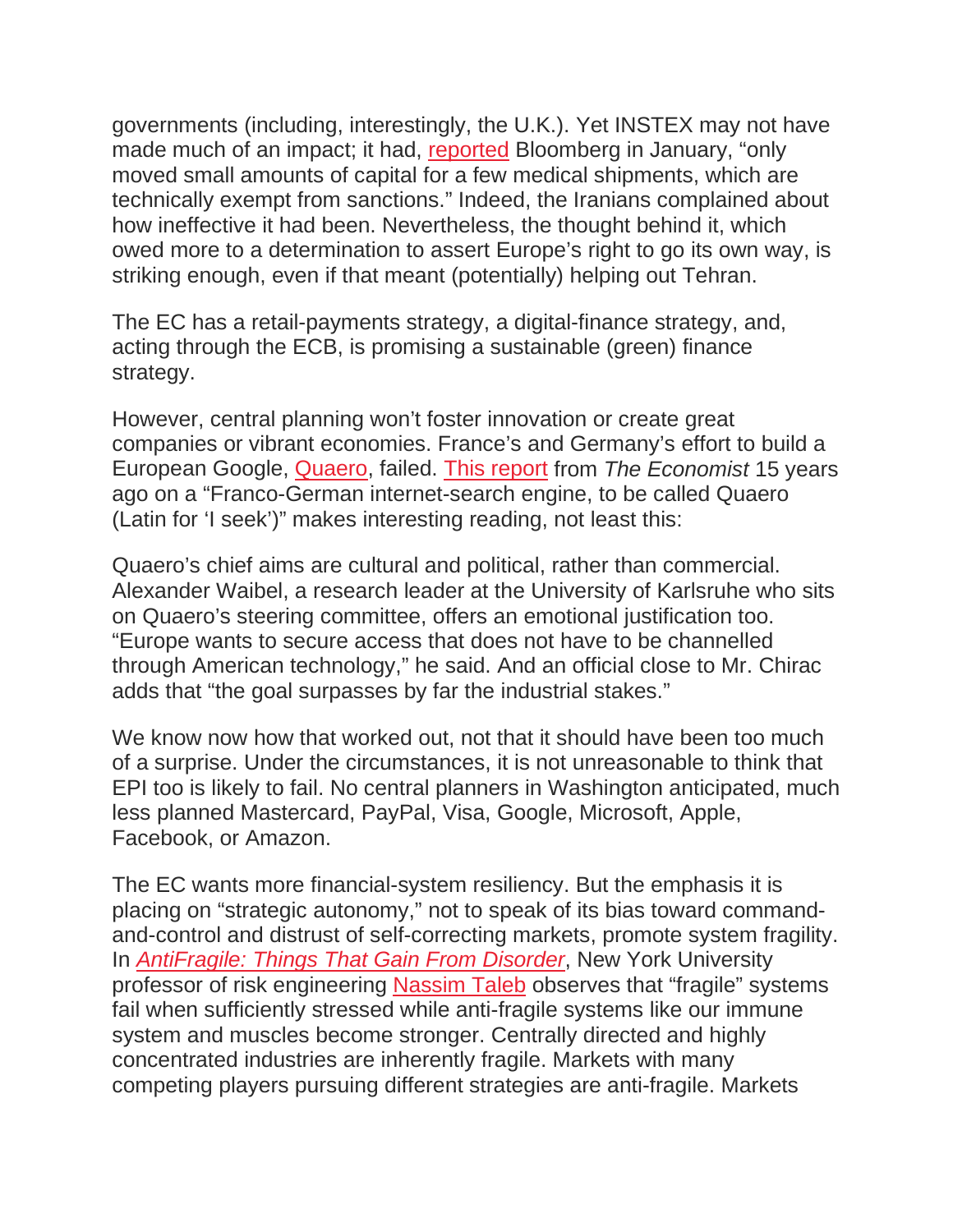governments (including, interestingly, the U.K.). Yet INSTEX may not have made much of an impact; it had, reported Bloomberg in January, "only moved small amounts of capital for a few medical shipments, which are technically exempt from sanctions." Indeed, the Iranians complained about how ineffective it had been. Nevertheless, the thought behind it, which owed more to a determination to assert Europe's right to go its own way, is striking enough, even if that meant (potentially) helping out Tehran.

The EC has a retail-payments strategy, a digital-finance strategy, and, acting through the ECB, is promising a sustainable (green) finance strategy.

However, central planning won't foster innovation or create great companies or vibrant economies. France's and Germany's effort to build a European Google, Quaero, failed. This report from *The Economist* 15 years ago on a "Franco-German internet-search engine, to be called Quaero (Latin for 'I seek')" makes interesting reading, not least this:

Quaero's chief aims are cultural and political, rather than commercial. Alexander Waibel, a research leader at the University of Karlsruhe who sits on Quaero's steering committee, offers an emotional justification too. "Europe wants to secure access that does not have to be channelled through American technology," he said. And an official close to Mr. Chirac adds that "the goal surpasses by far the industrial stakes."

We know now how that worked out, not that it should have been too much of a surprise. Under the circumstances, it is not unreasonable to think that EPI too is likely to fail. No central planners in Washington anticipated, much less planned Mastercard, PayPal, Visa, Google, Microsoft, Apple, Facebook, or Amazon.

The EC wants more financial-system resiliency. But the emphasis it is placing on "strategic autonomy," not to speak of its bias toward command-and-control and distrust of self-correcting markets, promote system fragility. In *AntiFragile: Things That Gain From Disorder*, New York University professor of risk engineering Nassim Taleb observes that "fragile" systems fail when sufficiently stressed while anti-fragile systems like our immune system and muscles become stronger. Centrally directed and highly concentrated industries are inherently fragile. Markets with many competing players pursuing different strategies are anti-fragile. Markets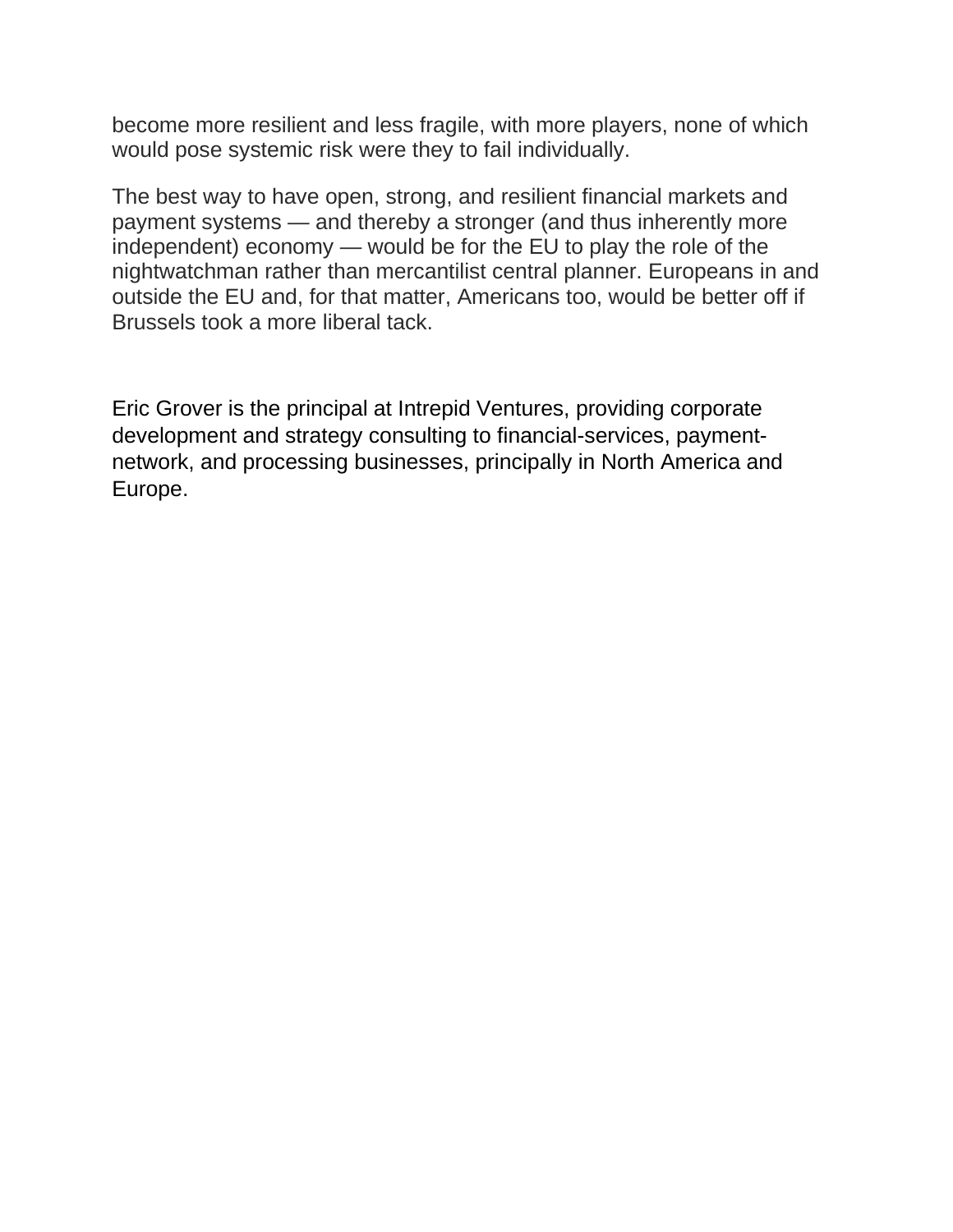become more resilient and less fragile, with more players, none of which would pose systemic risk were they to fail individually.

The best way to have open, strong, and resilient financial markets and payment systems — and thereby a stronger (and thus inherently more independent) economy — would be for the EU to play the role of the nightwatchman rather than mercantilist central planner. Europeans in and outside the EU and, for that matter, Americans too, would be better off if Brussels took a more liberal tack.

Eric Grover is the principal at Intrepid Ventures, providing corporate development and strategy consulting to financial-services, payment-network, and processing businesses, principally in North America and Europe.